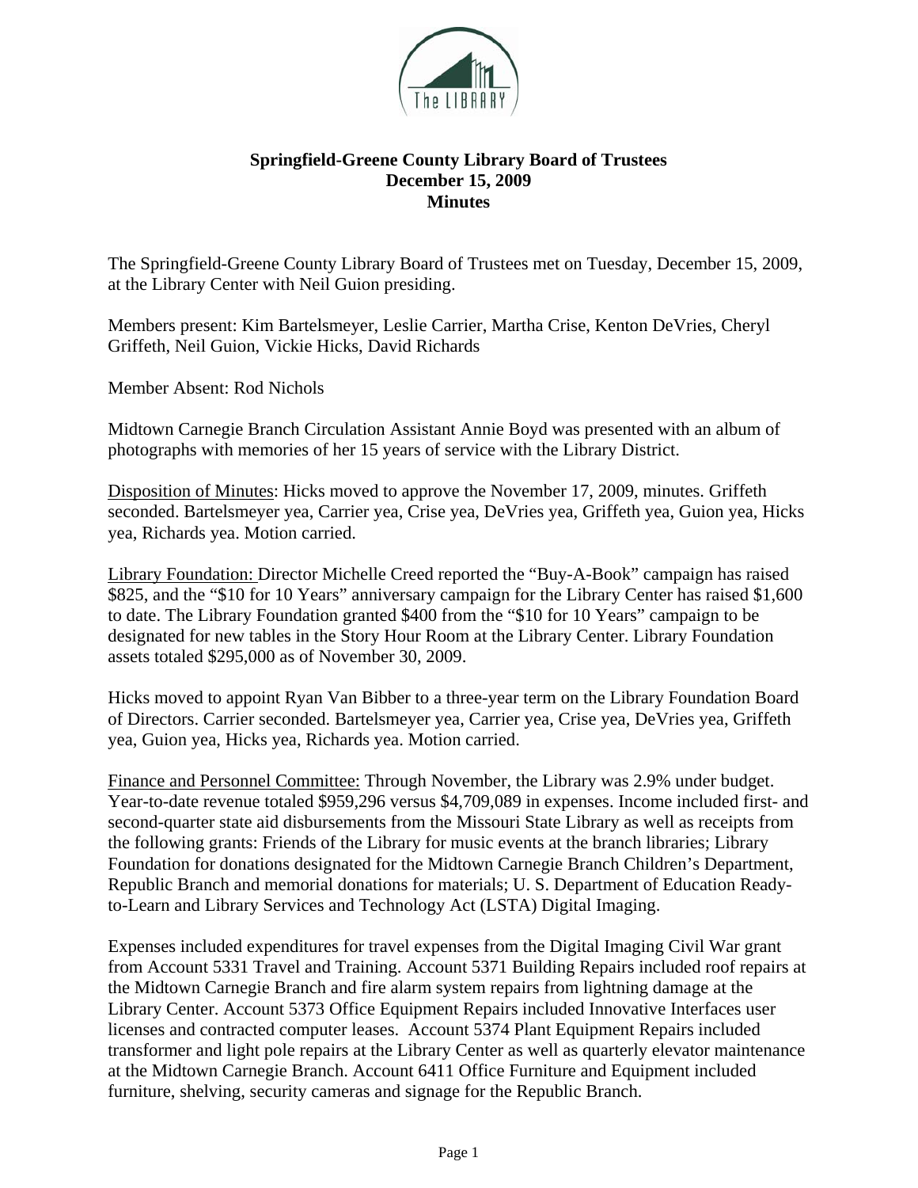# Springfield-Greene County Library Board of Trustees
## December 15, 2009
## Minutes

The Springfield-Greene County Library Board of Trustees met on Tuesday, December 15, 2009, at the Library Center with Neil Guion presiding.

Members present: Kim Bartelsmeyer, Leslie Carrier, Martha Crise, Kenton DeVries, Cheryl Griffeth, Neil Guion, Vickie Hicks, David Richards

Member Absent: Rod Nichols

Midtown Carnegie Branch Circulation Assistant Annie Boyd was presented with an album of photographs with memories of her 15 years of service with the Library District.

Disposition of Minutes: Hicks moved to approve the November 17, 2009, minutes. Griffeth seconded. Bartelsmeyer yea, Carrier yea, Crise yea, DeVries yea, Griffeth yea, Guion yea, Hicks yea, Richards yea. Motion carried.

Library Foundation: Director Michelle Creed reported the "Buy-A-Book" campaign has raised $825, and the "$10 for 10 Years" anniversary campaign for the Library Center has raised $1,600 to date. The Library Foundation granted $400 from the "$10 for 10 Years" campaign to be designated for new tables in the Story Hour Room at the Library Center. Library Foundation assets totaled $295,000 as of November 30, 2009.

Hicks moved to appoint Ryan Van Bibber to a three-year term on the Library Foundation Board of Directors. Carrier seconded. Bartelsmeyer yea, Carrier yea, Crise yea, DeVries yea, Griffeth yea, Guion yea, Hicks yea, Richards yea. Motion carried.

Finance and Personnel Committee: Through November, the Library was 2.9% under budget. Year-to-date revenue totaled $959,296 versus $4,709,089 in expenses. Income included first- and second-quarter state aid disbursements from the Missouri State Library as well as receipts from the following grants: Friends of the Library for music events at the branch libraries; Library Foundation for donations designated for the Midtown Carnegie Branch Children's Department, Republic Branch and memorial donations for materials; U. S. Department of Education Ready-to-Learn and Library Services and Technology Act (LSTA) Digital Imaging.

Expenses included expenditures for travel expenses from the Digital Imaging Civil War grant from Account 5331 Travel and Training. Account 5371 Building Repairs included roof repairs at the Midtown Carnegie Branch and fire alarm system repairs from lightning damage at the Library Center. Account 5373 Office Equipment Repairs included Innovative Interfaces user licenses and contracted computer leases. Account 5374 Plant Equipment Repairs included transformer and light pole repairs at the Library Center as well as quarterly elevator maintenance at the Midtown Carnegie Branch. Account 6411 Office Furniture and Equipment included furniture, shelving, security cameras and signage for the Republic Branch.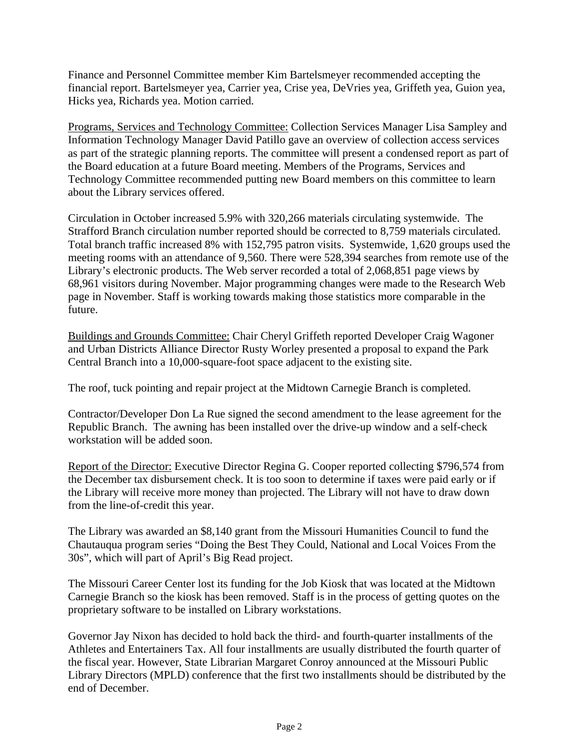Finance and Personnel Committee member Kim Bartelsmeyer recommended accepting the financial report. Bartelsmeyer yea, Carrier yea, Crise yea, DeVries yea, Griffeth yea, Guion yea, Hicks yea, Richards yea. Motion carried.

Programs, Services and Technology Committee: Collection Services Manager Lisa Sampley and Information Technology Manager David Patillo gave an overview of collection access services as part of the strategic planning reports. The committee will present a condensed report as part of the Board education at a future Board meeting. Members of the Programs, Services and Technology Committee recommended putting new Board members on this committee to learn about the Library services offered.

Circulation in October increased 5.9% with 320,266 materials circulating systemwide. The Strafford Branch circulation number reported should be corrected to 8,759 materials circulated. Total branch traffic increased 8% with 152,795 patron visits. Systemwide, 1,620 groups used the meeting rooms with an attendance of 9,560. There were 528,394 searches from remote use of the Library's electronic products. The Web server recorded a total of 2,068,851 page views by 68,961 visitors during November. Major programming changes were made to the Research Web page in November. Staff is working towards making those statistics more comparable in the future.

Buildings and Grounds Committee: Chair Cheryl Griffeth reported Developer Craig Wagoner and Urban Districts Alliance Director Rusty Worley presented a proposal to expand the Park Central Branch into a 10,000-square-foot space adjacent to the existing site.

The roof, tuck pointing and repair project at the Midtown Carnegie Branch is completed.

Contractor/Developer Don La Rue signed the second amendment to the lease agreement for the Republic Branch. The awning has been installed over the drive-up window and a self-check workstation will be added soon.

Report of the Director: Executive Director Regina G. Cooper reported collecting $796,574 from the December tax disbursement check. It is too soon to determine if taxes were paid early or if the Library will receive more money than projected. The Library will not have to draw down from the line-of-credit this year.

The Library was awarded an $8,140 grant from the Missouri Humanities Council to fund the Chautauqua program series "Doing the Best They Could, National and Local Voices From the 30s", which will part of April's Big Read project.

The Missouri Career Center lost its funding for the Job Kiosk that was located at the Midtown Carnegie Branch so the kiosk has been removed. Staff is in the process of getting quotes on the proprietary software to be installed on Library workstations.

Governor Jay Nixon has decided to hold back the third- and fourth-quarter installments of the Athletes and Entertainers Tax. All four installments are usually distributed the fourth quarter of the fiscal year. However, State Librarian Margaret Conroy announced at the Missouri Public Library Directors (MPLD) conference that the first two installments should be distributed by the end of December.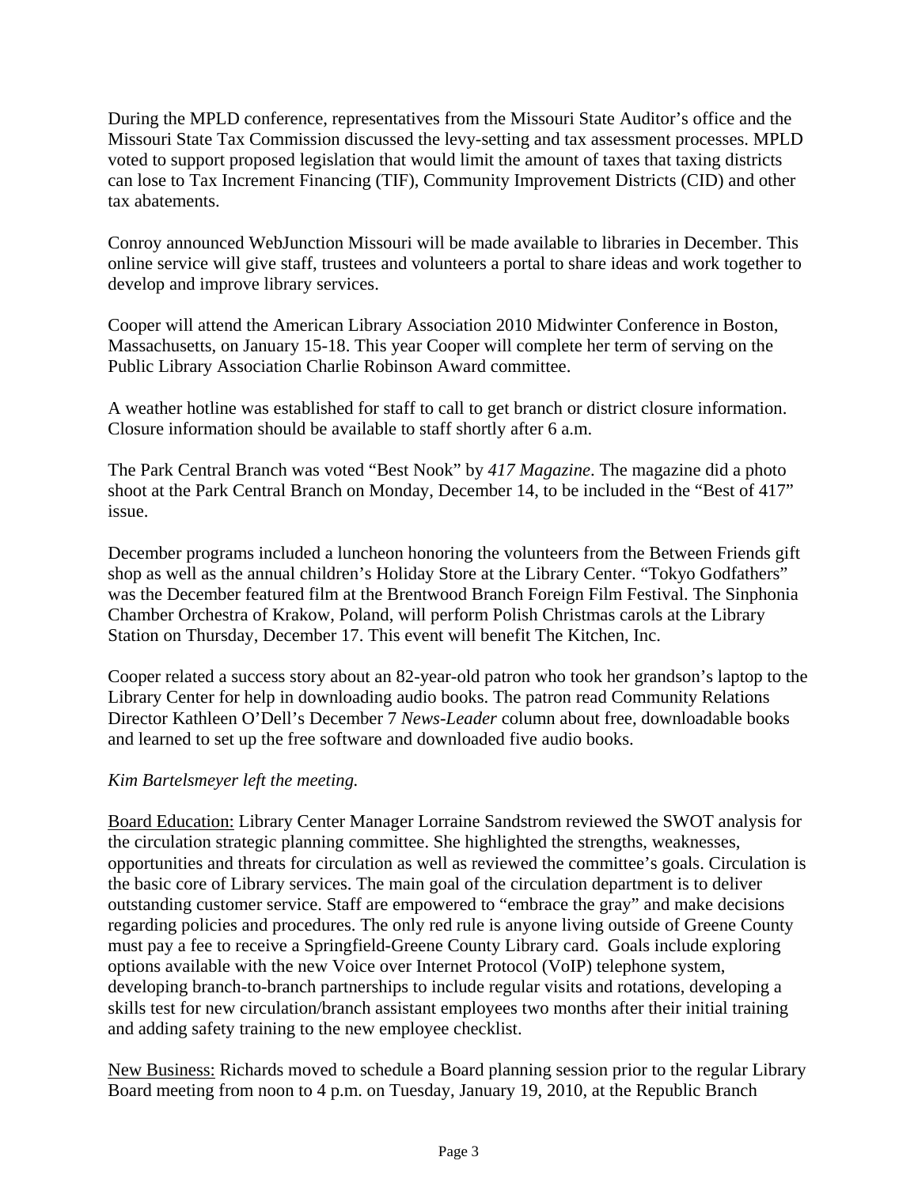During the MPLD conference, representatives from the Missouri State Auditor's office and the Missouri State Tax Commission discussed the levy-setting and tax assessment processes. MPLD voted to support proposed legislation that would limit the amount of taxes that taxing districts can lose to Tax Increment Financing (TIF), Community Improvement Districts (CID) and other tax abatements.

Conroy announced WebJunction Missouri will be made available to libraries in December. This online service will give staff, trustees and volunteers a portal to share ideas and work together to develop and improve library services.

Cooper will attend the American Library Association 2010 Midwinter Conference in Boston, Massachusetts, on January 15-18. This year Cooper will complete her term of serving on the Public Library Association Charlie Robinson Award committee.

A weather hotline was established for staff to call to get branch or district closure information. Closure information should be available to staff shortly after 6 a.m.

The Park Central Branch was voted "Best Nook" by *417 Magazine*. The magazine did a photo shoot at the Park Central Branch on Monday, December 14, to be included in the "Best of 417" issue.

December programs included a luncheon honoring the volunteers from the Between Friends gift shop as well as the annual children's Holiday Store at the Library Center. "Tokyo Godfathers" was the December featured film at the Brentwood Branch Foreign Film Festival. The Sinphonia Chamber Orchestra of Krakow, Poland, will perform Polish Christmas carols at the Library Station on Thursday, December 17. This event will benefit The Kitchen, Inc.

Cooper related a success story about an 82-year-old patron who took her grandson's laptop to the Library Center for help in downloading audio books. The patron read Community Relations Director Kathleen O'Dell's December 7 *News-Leader* column about free, downloadable books and learned to set up the free software and downloaded five audio books.

*Kim Bartelsmeyer left the meeting.*

Board Education: Library Center Manager Lorraine Sandstrom reviewed the SWOT analysis for the circulation strategic planning committee. She highlighted the strengths, weaknesses, opportunities and threats for circulation as well as reviewed the committee's goals. Circulation is the basic core of Library services. The main goal of the circulation department is to deliver outstanding customer service. Staff are empowered to "embrace the gray" and make decisions regarding policies and procedures. The only red rule is anyone living outside of Greene County must pay a fee to receive a Springfield-Greene County Library card. Goals include exploring options available with the new Voice over Internet Protocol (VoIP) telephone system, developing branch-to-branch partnerships to include regular visits and rotations, developing a skills test for new circulation/branch assistant employees two months after their initial training and adding safety training to the new employee checklist.

New Business: Richards moved to schedule a Board planning session prior to the regular Library Board meeting from noon to 4 p.m. on Tuesday, January 19, 2010, at the Republic Branch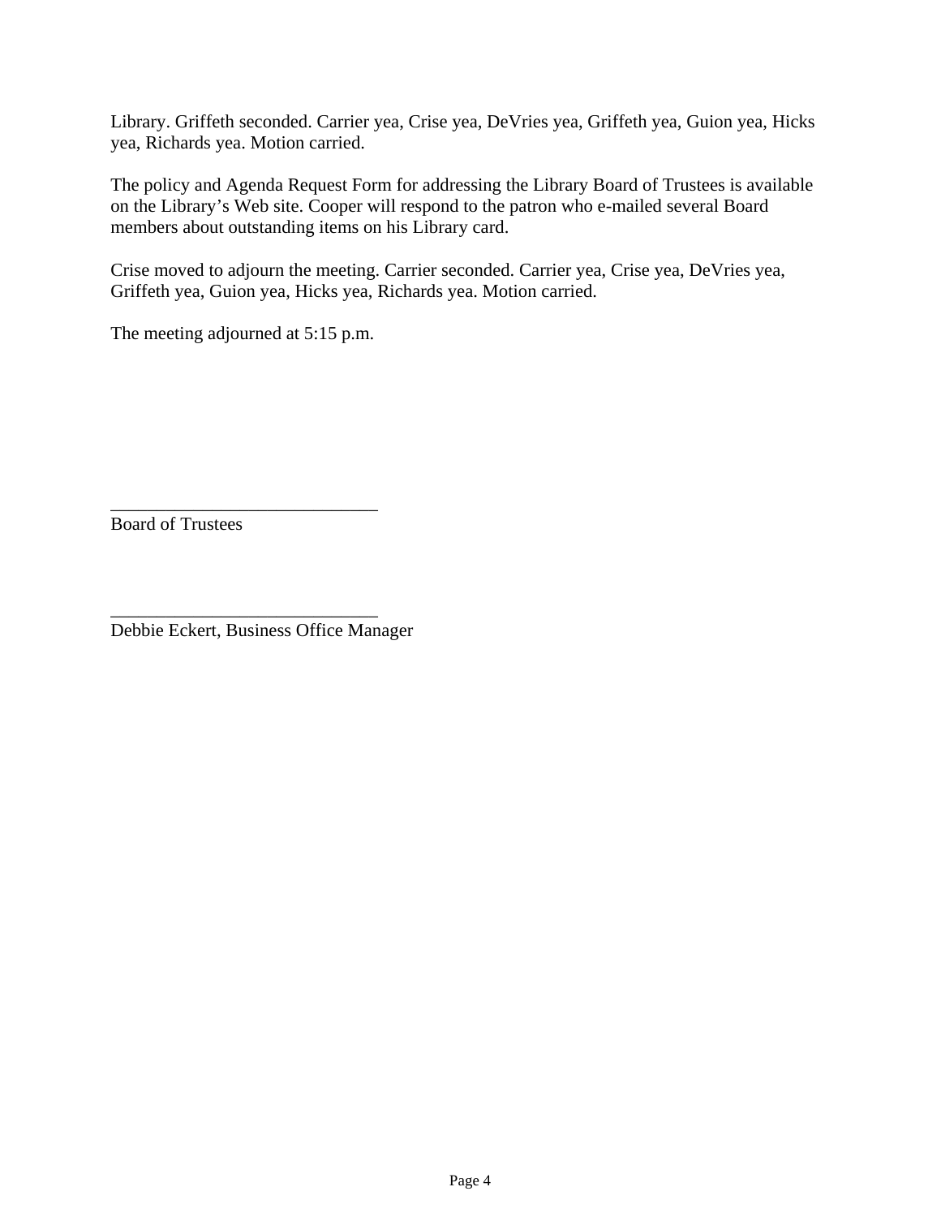Library. Griffeth seconded. Carrier yea, Crise yea, DeVries yea, Griffeth yea, Guion yea, Hicks yea, Richards yea. Motion carried.

The policy and Agenda Request Form for addressing the Library Board of Trustees is available on the Library's Web site. Cooper will respond to the patron who e-mailed several Board members about outstanding items on his Library card.

Crise moved to adjourn the meeting. Carrier seconded. Carrier yea, Crise yea, DeVries yea, Griffeth yea, Guion yea, Hicks yea, Richards yea. Motion carried.

The meeting adjourned at 5:15 p.m.

______________________________
Board of Trustees

______________________________
Debbie Eckert, Business Office Manager